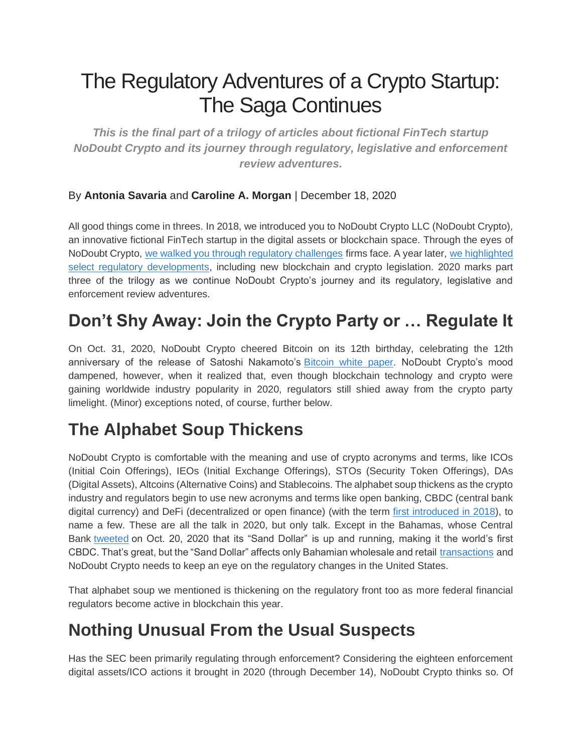# The Regulatory Adventures of a Crypto Startup: The Saga Continues

***This is the final part of a trilogy of articles about fictional FinTech startup NoDoubt Crypto and its journey through regulatory, legislative and enforcement review adventures.***

By **Antonia Savaria** and **Caroline A. Morgan** | December 18, 2020

All good things come in threes. In 2018, we introduced you to NoDoubt Crypto LLC (NoDoubt Crypto), an innovative fictional FinTech startup in the digital assets or blockchain space. Through the eyes of NoDoubt Crypto, we walked you through regulatory challenges firms face. A year later, we highlighted select regulatory developments, including new blockchain and crypto legislation. 2020 marks part three of the trilogy as we continue NoDoubt Crypto's journey and its regulatory, legislative and enforcement review adventures.

## Don't Shy Away: Join the Crypto Party or … Regulate It

On Oct. 31, 2020, NoDoubt Crypto cheered Bitcoin on its 12th birthday, celebrating the 12th anniversary of the release of Satoshi Nakamoto's Bitcoin white paper. NoDoubt Crypto's mood dampened, however, when it realized that, even though blockchain technology and crypto were gaining worldwide industry popularity in 2020, regulators still shied away from the crypto party limelight. (Minor) exceptions noted, of course, further below.

## The Alphabet Soup Thickens

NoDoubt Crypto is comfortable with the meaning and use of crypto acronyms and terms, like ICOs (Initial Coin Offerings), IEOs (Initial Exchange Offerings), STOs (Security Token Offerings), DAs (Digital Assets), Altcoins (Alternative Coins) and Stablecoins. The alphabet soup thickens as the crypto industry and regulators begin to use new acronyms and terms like open banking, CBDC (central bank digital currency) and DeFi (decentralized or open finance) (with the term first introduced in 2018), to name a few. These are all the talk in 2020, but only talk. Except in the Bahamas, whose Central Bank tweeted on Oct. 20, 2020 that its "Sand Dollar" is up and running, making it the world's first CBDC. That's great, but the "Sand Dollar" affects only Bahamian wholesale and retail transactions and NoDoubt Crypto needs to keep an eye on the regulatory changes in the United States.

That alphabet soup we mentioned is thickening on the regulatory front too as more federal financial regulators become active in blockchain this year.

## Nothing Unusual From the Usual Suspects

Has the SEC been primarily regulating through enforcement? Considering the eighteen enforcement digital assets/ICO actions it brought in 2020 (through December 14), NoDoubt Crypto thinks so. Of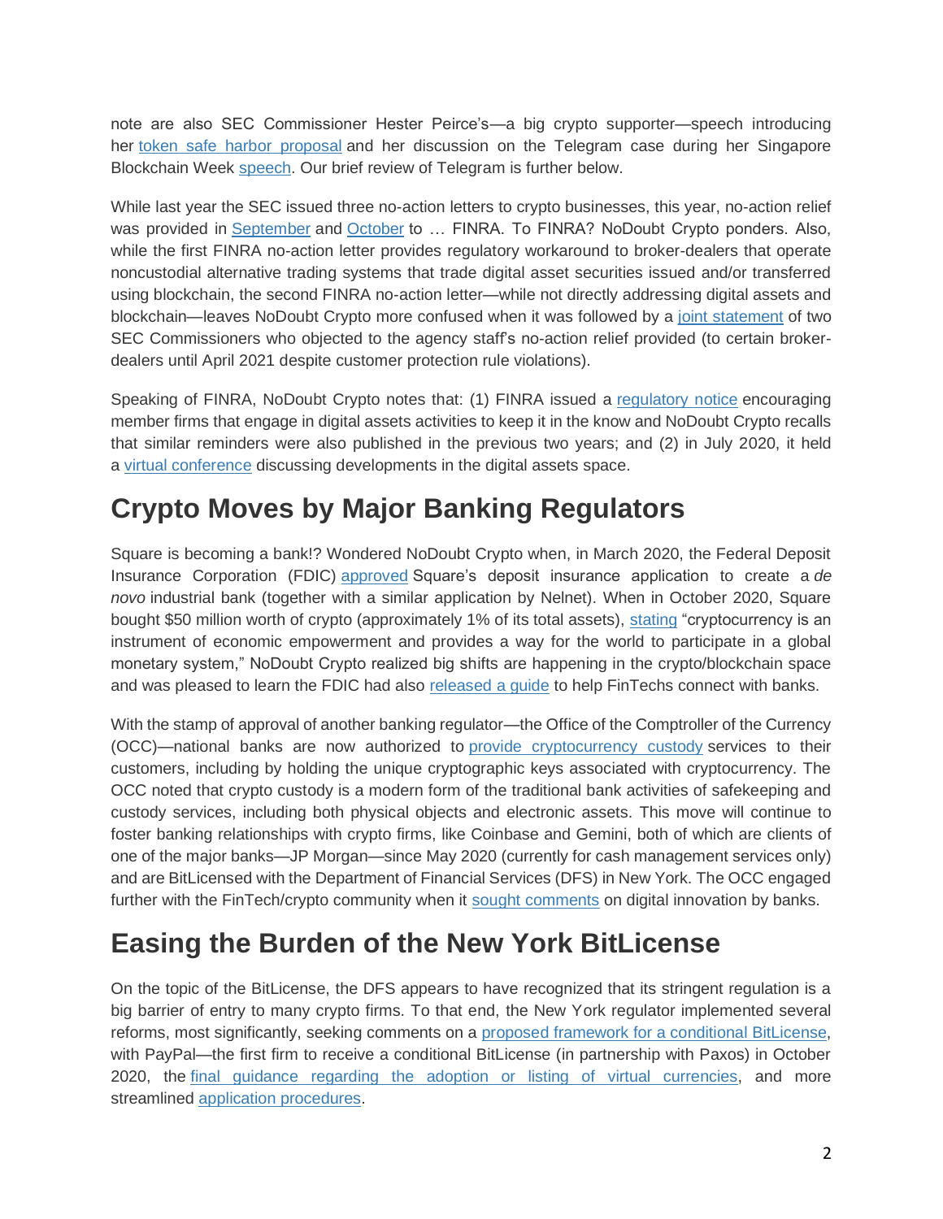note are also SEC Commissioner Hester Peirce's—a big crypto supporter—speech introducing her token safe harbor proposal and her discussion on the Telegram case during her Singapore Blockchain Week speech. Our brief review of Telegram is further below.

While last year the SEC issued three no-action letters to crypto businesses, this year, no-action relief was provided in September and October to … FINRA. To FINRA? NoDoubt Crypto ponders. Also, while the first FINRA no-action letter provides regulatory workaround to broker-dealers that operate noncustodial alternative trading systems that trade digital asset securities issued and/or transferred using blockchain, the second FINRA no-action letter—while not directly addressing digital assets and blockchain—leaves NoDoubt Crypto more confused when it was followed by a joint statement of two SEC Commissioners who objected to the agency staff's no-action relief provided (to certain broker-dealers until April 2021 despite customer protection rule violations).

Speaking of FINRA, NoDoubt Crypto notes that: (1) FINRA issued a regulatory notice encouraging member firms that engage in digital assets activities to keep it in the know and NoDoubt Crypto recalls that similar reminders were also published in the previous two years; and (2) in July 2020, it held a virtual conference discussing developments in the digital assets space.

## Crypto Moves by Major Banking Regulators

Square is becoming a bank!? Wondered NoDoubt Crypto when, in March 2020, the Federal Deposit Insurance Corporation (FDIC) approved Square's deposit insurance application to create a *de novo* industrial bank (together with a similar application by Nelnet). When in October 2020, Square bought $50 million worth of crypto (approximately 1% of its total assets), stating "cryptocurrency is an instrument of economic empowerment and provides a way for the world to participate in a global monetary system," NoDoubt Crypto realized big shifts are happening in the crypto/blockchain space and was pleased to learn the FDIC had also released a guide to help FinTechs connect with banks.

With the stamp of approval of another banking regulator—the Office of the Comptroller of the Currency (OCC)—national banks are now authorized to provide cryptocurrency custody services to their customers, including by holding the unique cryptographic keys associated with cryptocurrency. The OCC noted that crypto custody is a modern form of the traditional bank activities of safekeeping and custody services, including both physical objects and electronic assets. This move will continue to foster banking relationships with crypto firms, like Coinbase and Gemini, both of which are clients of one of the major banks—JP Morgan—since May 2020 (currently for cash management services only) and are BitLicensed with the Department of Financial Services (DFS) in New York. The OCC engaged further with the FinTech/crypto community when it sought comments on digital innovation by banks.

## Easing the Burden of the New York BitLicense

On the topic of the BitLicense, the DFS appears to have recognized that its stringent regulation is a big barrier of entry to many crypto firms. To that end, the New York regulator implemented several reforms, most significantly, seeking comments on a proposed framework for a conditional BitLicense, with PayPal—the first firm to receive a conditional BitLicense (in partnership with Paxos) in October 2020, the final guidance regarding the adoption or listing of virtual currencies, and more streamlined application procedures.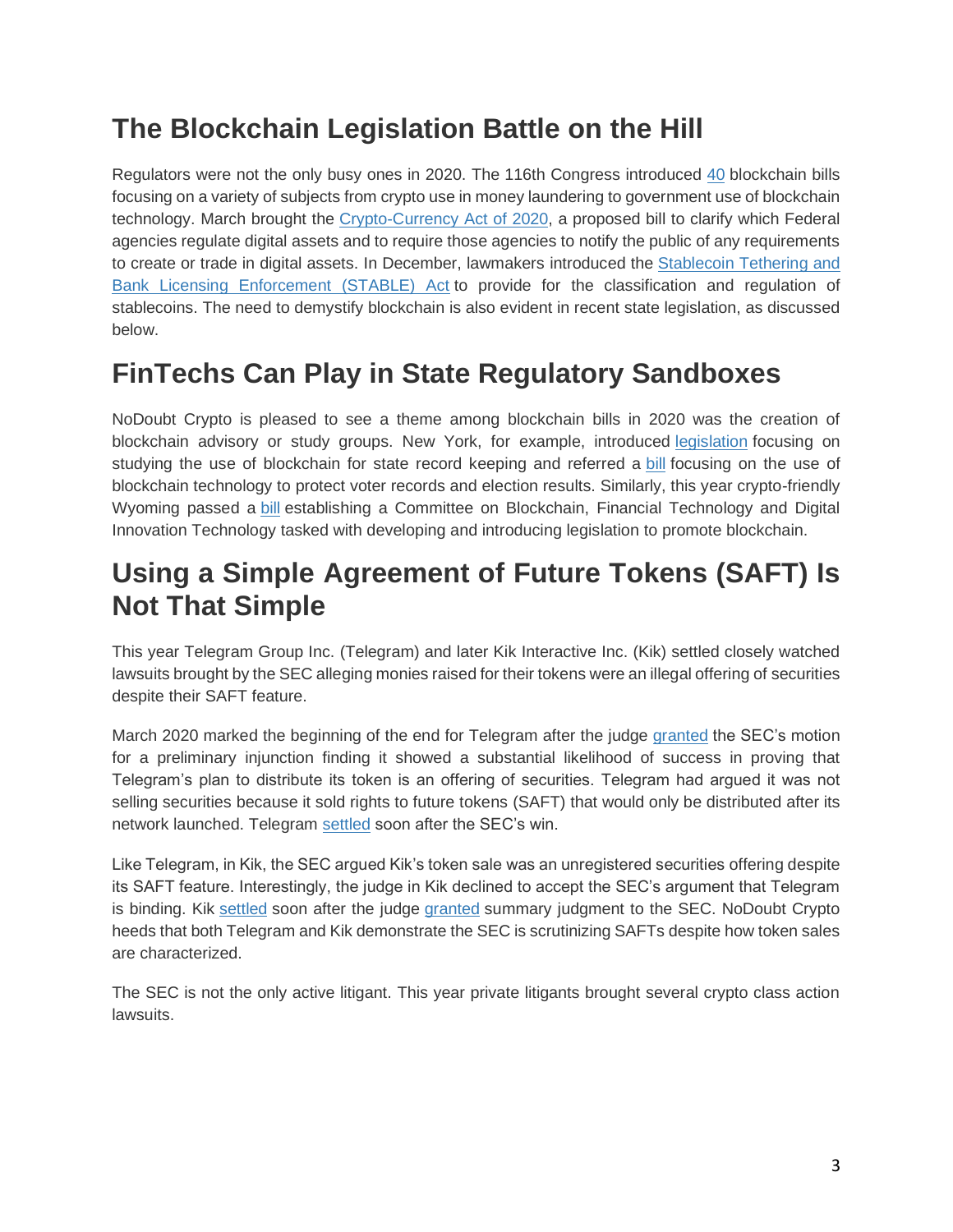## The Blockchain Legislation Battle on the Hill

Regulators were not the only busy ones in 2020. The 116th Congress introduced 40 blockchain bills focusing on a variety of subjects from crypto use in money laundering to government use of blockchain technology. March brought the Crypto-Currency Act of 2020, a proposed bill to clarify which Federal agencies regulate digital assets and to require those agencies to notify the public of any requirements to create or trade in digital assets. In December, lawmakers introduced the Stablecoin Tethering and Bank Licensing Enforcement (STABLE) Act to provide for the classification and regulation of stablecoins. The need to demystify blockchain is also evident in recent state legislation, as discussed below.

## FinTechs Can Play in State Regulatory Sandboxes

NoDoubt Crypto is pleased to see a theme among blockchain bills in 2020 was the creation of blockchain advisory or study groups. New York, for example, introduced legislation focusing on studying the use of blockchain for state record keeping and referred a bill focusing on the use of blockchain technology to protect voter records and election results. Similarly, this year crypto-friendly Wyoming passed a bill establishing a Committee on Blockchain, Financial Technology and Digital Innovation Technology tasked with developing and introducing legislation to promote blockchain.

## Using a Simple Agreement of Future Tokens (SAFT) Is Not That Simple

This year Telegram Group Inc. (Telegram) and later Kik Interactive Inc. (Kik) settled closely watched lawsuits brought by the SEC alleging monies raised for their tokens were an illegal offering of securities despite their SAFT feature.

March 2020 marked the beginning of the end for Telegram after the judge granted the SEC's motion for a preliminary injunction finding it showed a substantial likelihood of success in proving that Telegram's plan to distribute its token is an offering of securities. Telegram had argued it was not selling securities because it sold rights to future tokens (SAFT) that would only be distributed after its network launched. Telegram settled soon after the SEC's win.

Like Telegram, in Kik, the SEC argued Kik's token sale was an unregistered securities offering despite its SAFT feature. Interestingly, the judge in Kik declined to accept the SEC's argument that Telegram is binding. Kik settled soon after the judge granted summary judgment to the SEC. NoDoubt Crypto heeds that both Telegram and Kik demonstrate the SEC is scrutinizing SAFTs despite how token sales are characterized.

The SEC is not the only active litigant. This year private litigants brought several crypto class action lawsuits.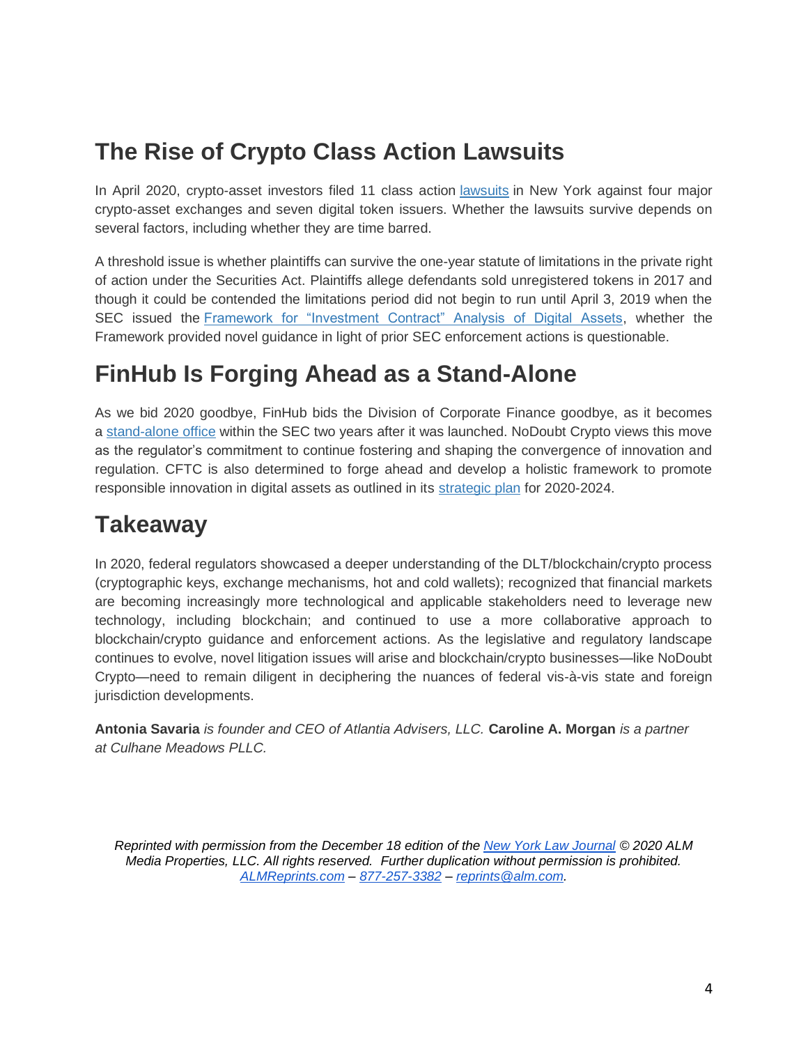## The Rise of Crypto Class Action Lawsuits

In April 2020, crypto-asset investors filed 11 class action lawsuits in New York against four major crypto-asset exchanges and seven digital token issuers. Whether the lawsuits survive depends on several factors, including whether they are time barred.

A threshold issue is whether plaintiffs can survive the one-year statute of limitations in the private right of action under the Securities Act. Plaintiffs allege defendants sold unregistered tokens in 2017 and though it could be contended the limitations period did not begin to run until April 3, 2019 when the SEC issued the Framework for "Investment Contract" Analysis of Digital Assets, whether the Framework provided novel guidance in light of prior SEC enforcement actions is questionable.

## FinHub Is Forging Ahead as a Stand-Alone

As we bid 2020 goodbye, FinHub bids the Division of Corporate Finance goodbye, as it becomes a stand-alone office within the SEC two years after it was launched. NoDoubt Crypto views this move as the regulator's commitment to continue fostering and shaping the convergence of innovation and regulation. CFTC is also determined to forge ahead and develop a holistic framework to promote responsible innovation in digital assets as outlined in its strategic plan for 2020-2024.

## Takeaway

In 2020, federal regulators showcased a deeper understanding of the DLT/blockchain/crypto process (cryptographic keys, exchange mechanisms, hot and cold wallets); recognized that financial markets are becoming increasingly more technological and applicable stakeholders need to leverage new technology, including blockchain; and continued to use a more collaborative approach to blockchain/crypto guidance and enforcement actions. As the legislative and regulatory landscape continues to evolve, novel litigation issues will arise and blockchain/crypto businesses—like NoDoubt Crypto—need to remain diligent in deciphering the nuances of federal vis-à-vis state and foreign jurisdiction developments.

**Antonia Savaria** *is founder and CEO of Atlantia Advisers, LLC.* **Caroline A. Morgan** *is a partner at Culhane Meadows PLLC.*

*Reprinted with permission from the December 18 edition of the New York Law Journal © 2020 ALM Media Properties, LLC. All rights reserved. Further duplication without permission is prohibited. ALMReprints.com – 877-257-3382 – reprints@alm.com.*